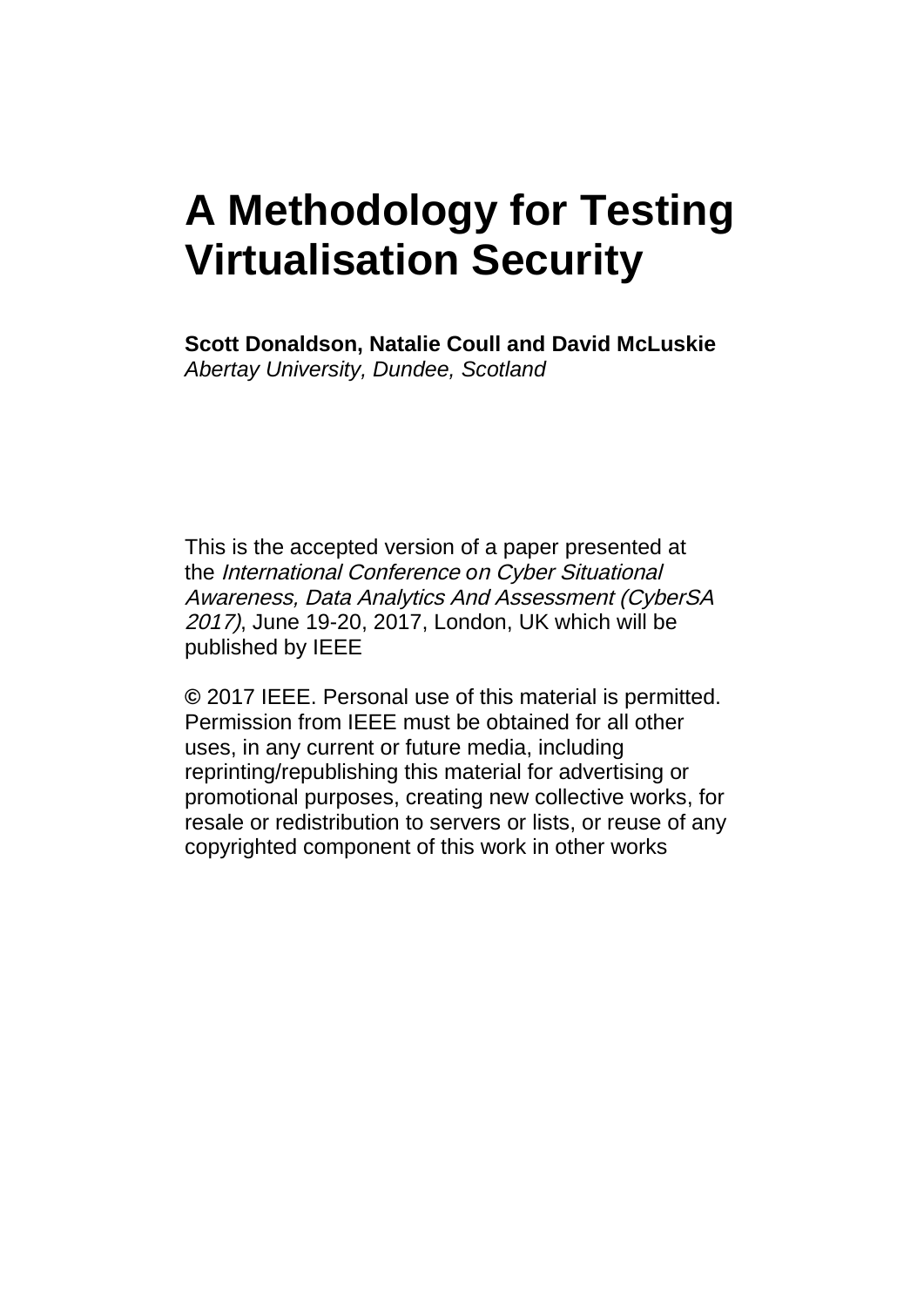# A Methodology for Testing Virtualisation Security

**Scott Donaldson, Natalie Coull and David McLuskie**
*Abertay University, Dundee, Scotland*

This is the accepted version of a paper presented at the *International Conference on Cyber Situational Awareness, Data Analytics And Assessment (CyberSA 2017)*, June 19-20, 2017, London, UK which will be published by IEEE

© 2017 IEEE. Personal use of this material is permitted. Permission from IEEE must be obtained for all other uses, in any current or future media, including reprinting/republishing this material for advertising or promotional purposes, creating new collective works, for resale or redistribution to servers or lists, or reuse of any copyrighted component of this work in other works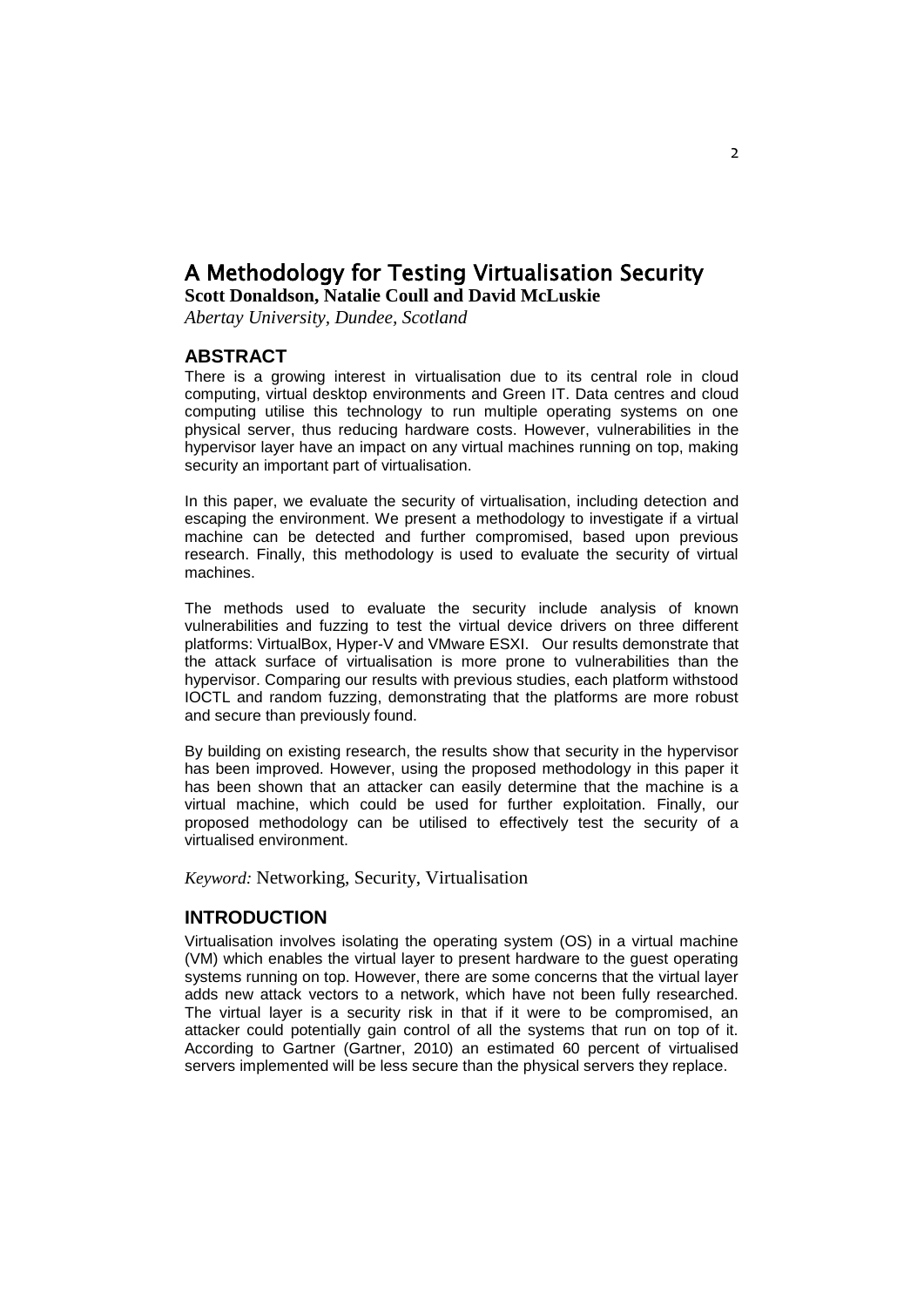# A Methodology for Testing Virtualisation Security

**Scott Donaldson, Natalie Coull and David McLuskie**

*Abertay University, Dundee, Scotland*

## ABSTRACT

There is a growing interest in virtualisation due to its central role in cloud computing, virtual desktop environments and Green IT. Data centres and cloud computing utilise this technology to run multiple operating systems on one physical server, thus reducing hardware costs. However, vulnerabilities in the hypervisor layer have an impact on any virtual machines running on top, making security an important part of virtualisation.

In this paper, we evaluate the security of virtualisation, including detection and escaping the environment. We present a methodology to investigate if a virtual machine can be detected and further compromised, based upon previous research. Finally, this methodology is used to evaluate the security of virtual machines.

The methods used to evaluate the security include analysis of known vulnerabilities and fuzzing to test the virtual device drivers on three different platforms: VirtualBox, Hyper-V and VMware ESXI. Our results demonstrate that the attack surface of virtualisation is more prone to vulnerabilities than the hypervisor. Comparing our results with previous studies, each platform withstood IOCTL and random fuzzing, demonstrating that the platforms are more robust and secure than previously found.

By building on existing research, the results show that security in the hypervisor has been improved. However, using the proposed methodology in this paper it has been shown that an attacker can easily determine that the machine is a virtual machine, which could be used for further exploitation. Finally, our proposed methodology can be utilised to effectively test the security of a virtualised environment.

*Keyword:* Networking, Security, Virtualisation

## INTRODUCTION

Virtualisation involves isolating the operating system (OS) in a virtual machine (VM) which enables the virtual layer to present hardware to the guest operating systems running on top. However, there are some concerns that the virtual layer adds new attack vectors to a network, which have not been fully researched. The virtual layer is a security risk in that if it were to be compromised, an attacker could potentially gain control of all the systems that run on top of it. According to Gartner (Gartner, 2010) an estimated 60 percent of virtualised servers implemented will be less secure than the physical servers they replace.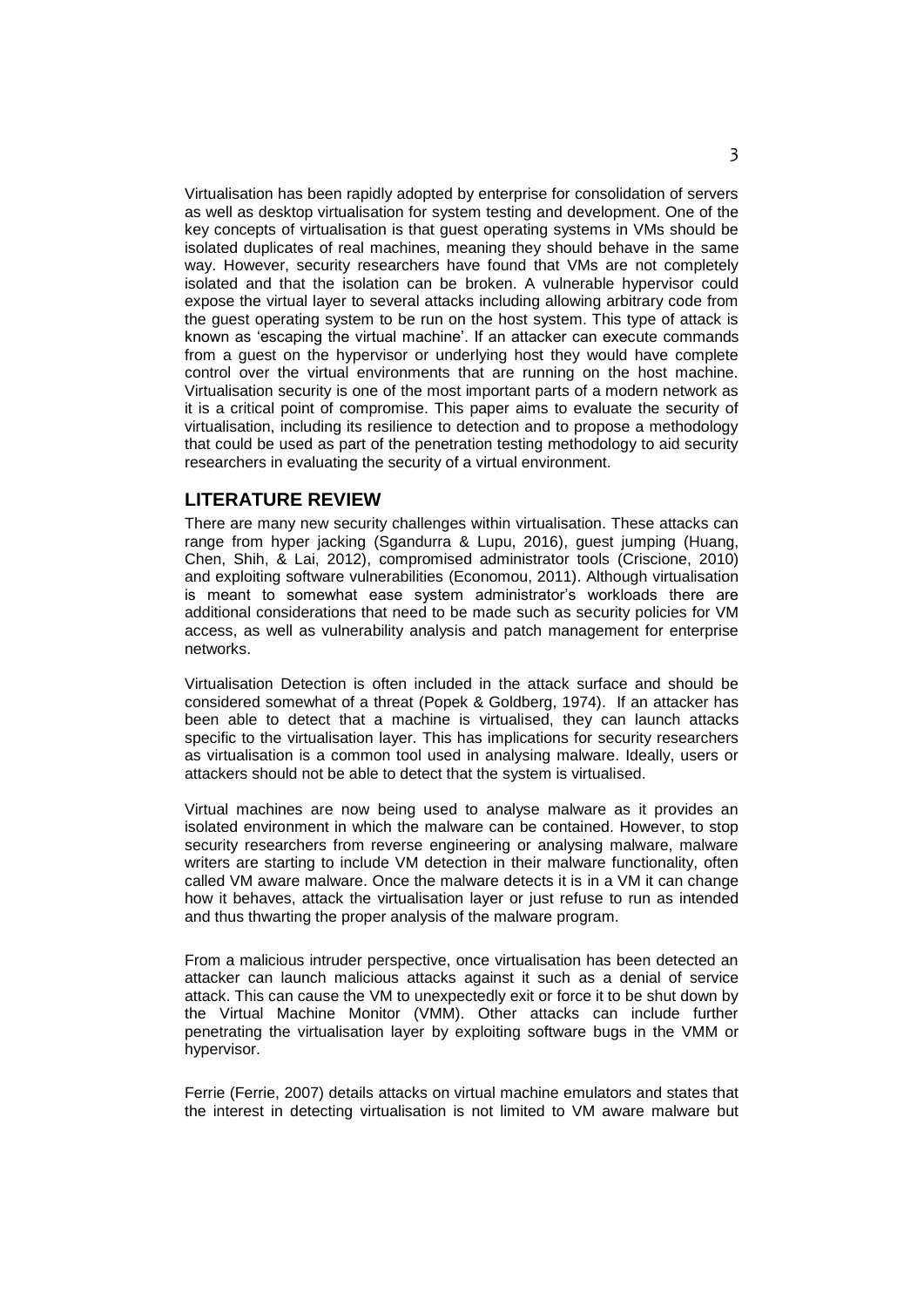Virtualisation has been rapidly adopted by enterprise for consolidation of servers as well as desktop virtualisation for system testing and development. One of the key concepts of virtualisation is that guest operating systems in VMs should be isolated duplicates of real machines, meaning they should behave in the same way. However, security researchers have found that VMs are not completely isolated and that the isolation can be broken. A vulnerable hypervisor could expose the virtual layer to several attacks including allowing arbitrary code from the guest operating system to be run on the host system. This type of attack is known as 'escaping the virtual machine'. If an attacker can execute commands from a guest on the hypervisor or underlying host they would have complete control over the virtual environments that are running on the host machine. Virtualisation security is one of the most important parts of a modern network as it is a critical point of compromise. This paper aims to evaluate the security of virtualisation, including its resilience to detection and to propose a methodology that could be used as part of the penetration testing methodology to aid security researchers in evaluating the security of a virtual environment.

## LITERATURE REVIEW

There are many new security challenges within virtualisation. These attacks can range from hyper jacking (Sgandurra & Lupu, 2016), guest jumping (Huang, Chen, Shih, & Lai, 2012), compromised administrator tools (Criscione, 2010) and exploiting software vulnerabilities (Economou, 2011). Although virtualisation is meant to somewhat ease system administrator's workloads there are additional considerations that need to be made such as security policies for VM access, as well as vulnerability analysis and patch management for enterprise networks.

Virtualisation Detection is often included in the attack surface and should be considered somewhat of a threat (Popek & Goldberg, 1974). If an attacker has been able to detect that a machine is virtualised, they can launch attacks specific to the virtualisation layer. This has implications for security researchers as virtualisation is a common tool used in analysing malware. Ideally, users or attackers should not be able to detect that the system is virtualised.

Virtual machines are now being used to analyse malware as it provides an isolated environment in which the malware can be contained. However, to stop security researchers from reverse engineering or analysing malware, malware writers are starting to include VM detection in their malware functionality, often called VM aware malware. Once the malware detects it is in a VM it can change how it behaves, attack the virtualisation layer or just refuse to run as intended and thus thwarting the proper analysis of the malware program.

From a malicious intruder perspective, once virtualisation has been detected an attacker can launch malicious attacks against it such as a denial of service attack. This can cause the VM to unexpectedly exit or force it to be shut down by the Virtual Machine Monitor (VMM). Other attacks can include further penetrating the virtualisation layer by exploiting software bugs in the VMM or hypervisor.

Ferrie (Ferrie, 2007) details attacks on virtual machine emulators and states that the interest in detecting virtualisation is not limited to VM aware malware but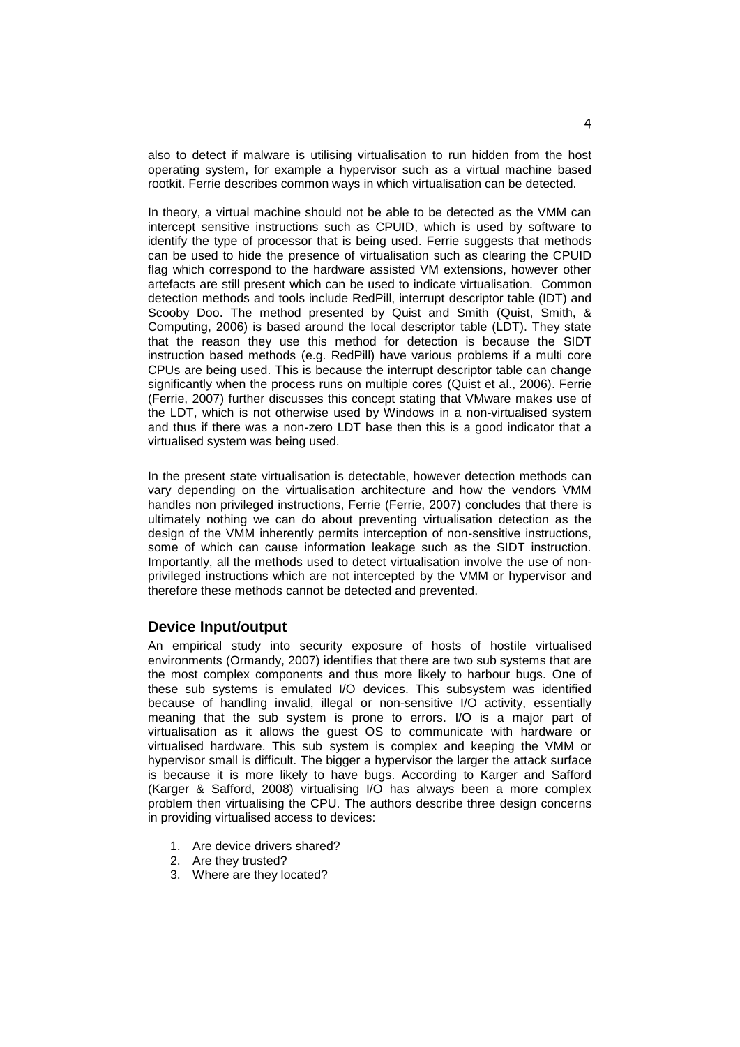also to detect if malware is utilising virtualisation to run hidden from the host operating system, for example a hypervisor such as a virtual machine based rootkit. Ferrie describes common ways in which virtualisation can be detected.

In theory, a virtual machine should not be able to be detected as the VMM can intercept sensitive instructions such as CPUID, which is used by software to identify the type of processor that is being used. Ferrie suggests that methods can be used to hide the presence of virtualisation such as clearing the CPUID flag which correspond to the hardware assisted VM extensions, however other artefacts are still present which can be used to indicate virtualisation. Common detection methods and tools include RedPill, interrupt descriptor table (IDT) and Scooby Doo. The method presented by Quist and Smith (Quist, Smith, & Computing, 2006) is based around the local descriptor table (LDT). They state that the reason they use this method for detection is because the SIDT instruction based methods (e.g. RedPill) have various problems if a multi core CPUs are being used. This is because the interrupt descriptor table can change significantly when the process runs on multiple cores (Quist et al., 2006). Ferrie (Ferrie, 2007) further discusses this concept stating that VMware makes use of the LDT, which is not otherwise used by Windows in a non-virtualised system and thus if there was a non-zero LDT base then this is a good indicator that a virtualised system was being used.

In the present state virtualisation is detectable, however detection methods can vary depending on the virtualisation architecture and how the vendors VMM handles non privileged instructions, Ferrie (Ferrie, 2007) concludes that there is ultimately nothing we can do about preventing virtualisation detection as the design of the VMM inherently permits interception of non-sensitive instructions, some of which can cause information leakage such as the SIDT instruction. Importantly, all the methods used to detect virtualisation involve the use of non-privileged instructions which are not intercepted by the VMM or hypervisor and therefore these methods cannot be detected and prevented.

## Device Input/output

An empirical study into security exposure of hosts of hostile virtualised environments (Ormandy, 2007) identifies that there are two sub systems that are the most complex components and thus more likely to harbour bugs. One of these sub systems is emulated I/O devices. This subsystem was identified because of handling invalid, illegal or non-sensitive I/O activity, essentially meaning that the sub system is prone to errors. I/O is a major part of virtualisation as it allows the guest OS to communicate with hardware or virtualised hardware. This sub system is complex and keeping the VMM or hypervisor small is difficult. The bigger a hypervisor the larger the attack surface is because it is more likely to have bugs. According to Karger and Safford (Karger & Safford, 2008) virtualising I/O has always been a more complex problem then virtualising the CPU. The authors describe three design concerns in providing virtualised access to devices:

1. Are device drivers shared?
2. Are they trusted?
3. Where are they located?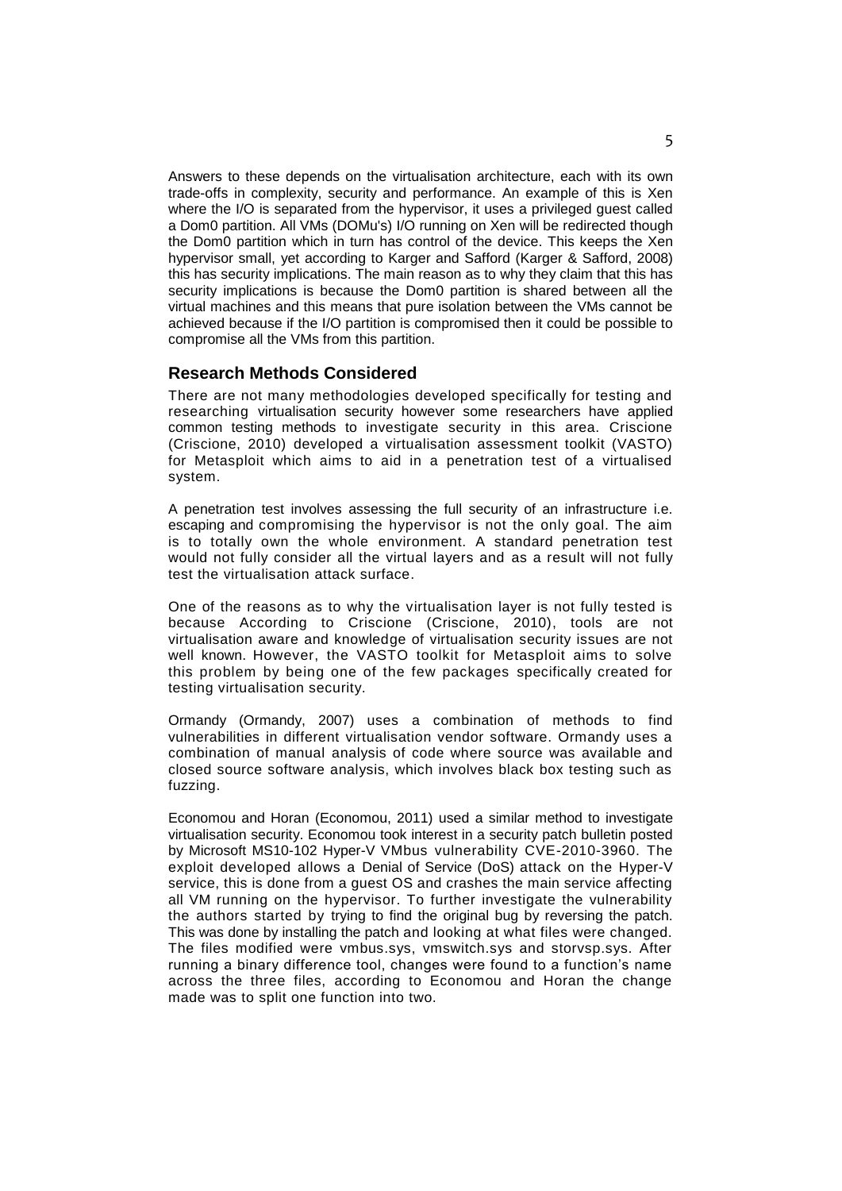Answers to these depends on the virtualisation architecture, each with its own trade-offs in complexity, security and performance. An example of this is Xen where the I/O is separated from the hypervisor, it uses a privileged guest called a Dom0 partition. All VMs (DOMu's) I/O running on Xen will be redirected though the Dom0 partition which in turn has control of the device. This keeps the Xen hypervisor small, yet according to Karger and Safford (Karger & Safford, 2008) this has security implications. The main reason as to why they claim that this has security implications is because the Dom0 partition is shared between all the virtual machines and this means that pure isolation between the VMs cannot be achieved because if the I/O partition is compromised then it could be possible to compromise all the VMs from this partition.

## Research Methods Considered

There are not many methodologies developed specifically for testing and researching virtualisation security however some researchers have applied common testing methods to investigate security in this area. Criscione (Criscione, 2010) developed a virtualisation assessment toolkit (VASTO) for Metasploit which aims to aid in a penetration test of a virtualised system.

A penetration test involves assessing the full security of an infrastructure i.e. escaping and compromising the hypervisor is not the only goal. The aim is to totally own the whole environment. A standard penetration test would not fully consider all the virtual layers and as a result will not fully test the virtualisation attack surface.

One of the reasons as to why the virtualisation layer is not fully tested is because According to Criscione (Criscione, 2010), tools are not virtualisation aware and knowledge of virtualisation security issues are not well known. However, the VASTO toolkit for Metasploit aims to solve this problem by being one of the few packages specifically created for testing virtualisation security.

Ormandy (Ormandy, 2007) uses a combination of methods to find vulnerabilities in different virtualisation vendor software. Ormandy uses a combination of manual analysis of code where source was available and closed source software analysis, which involves black box testing such as fuzzing.

Economou and Horan (Economou, 2011) used a similar method to investigate virtualisation security. Economou took interest in a security patch bulletin posted by Microsoft MS10-102 Hyper-V VMbus vulnerability CVE-2010-3960. The exploit developed allows a Denial of Service (DoS) attack on the Hyper-V service, this is done from a guest OS and crashes the main service affecting all VM running on the hypervisor. To further investigate the vulnerability the authors started by trying to find the original bug by reversing the patch. This was done by installing the patch and looking at what files were changed. The files modified were vmbus.sys, vmswitch.sys and storvsp.sys. After running a binary difference tool, changes were found to a function's name across the three files, according to Economou and Horan the change made was to split one function into two.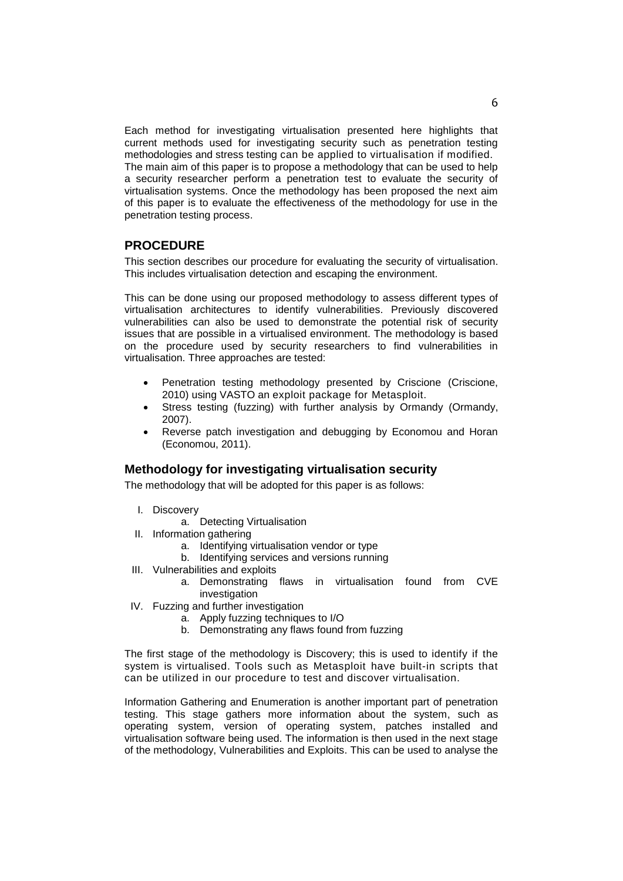Each method for investigating virtualisation presented here highlights that current methods used for investigating security such as penetration testing methodologies and stress testing can be applied to virtualisation if modified. The main aim of this paper is to propose a methodology that can be used to help a security researcher perform a penetration test to evaluate the security of virtualisation systems. Once the methodology has been proposed the next aim of this paper is to evaluate the effectiveness of the methodology for use in the penetration testing process.

## PROCEDURE

This section describes our procedure for evaluating the security of virtualisation. This includes virtualisation detection and escaping the environment.

This can be done using our proposed methodology to assess different types of virtualisation architectures to identify vulnerabilities. Previously discovered vulnerabilities can also be used to demonstrate the potential risk of security issues that are possible in a virtualised environment. The methodology is based on the procedure used by security researchers to find vulnerabilities in virtualisation. Three approaches are tested:

- Penetration testing methodology presented by Criscione (Criscione, 2010) using VASTO an exploit package for Metasploit.
- Stress testing (fuzzing) with further analysis by Ormandy (Ormandy, 2007).
- Reverse patch investigation and debugging by Economou and Horan (Economou, 2011).

### Methodology for investigating virtualisation security

The methodology that will be adopted for this paper is as follows:

- I. Discovery
  - a. Detecting Virtualisation
- II. Information gathering
  - a. Identifying virtualisation vendor or type
  - b. Identifying services and versions running
- III. Vulnerabilities and exploits
  - a. Demonstrating flaws in virtualisation found from CVE investigation
- IV. Fuzzing and further investigation
  - a. Apply fuzzing techniques to I/O
  - b. Demonstrating any flaws found from fuzzing

The first stage of the methodology is Discovery; this is used to identify if the system is virtualised. Tools such as Metasploit have built-in scripts that can be utilized in our procedure to test and discover virtualisation.

Information Gathering and Enumeration is another important part of penetration testing. This stage gathers more information about the system, such as operating system, version of operating system, patches installed and virtualisation software being used. The information is then used in the next stage of the methodology, Vulnerabilities and Exploits. This can be used to analyse the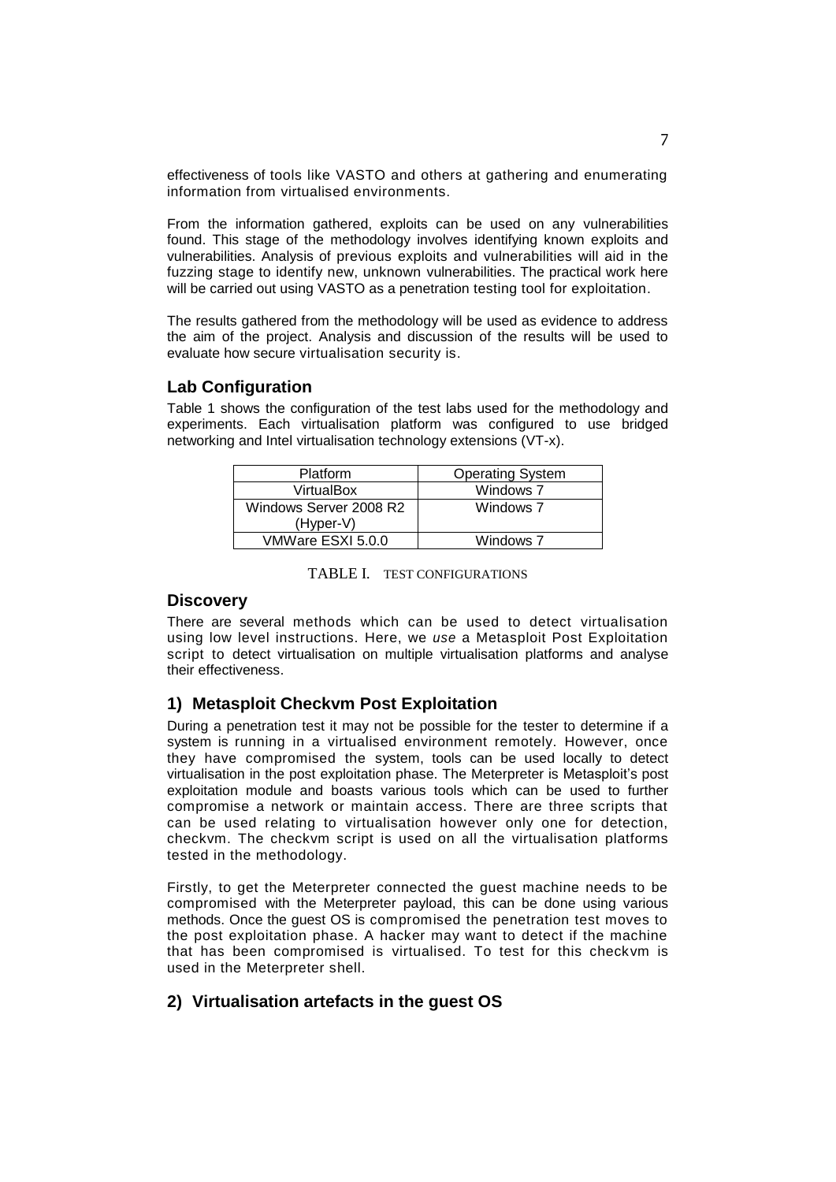effectiveness of tools like VASTO and others at gathering and enumerating information from virtualised environments.

From the information gathered, exploits can be used on any vulnerabilities found. This stage of the methodology involves identifying known exploits and vulnerabilities. Analysis of previous exploits and vulnerabilities will aid in the fuzzing stage to identify new, unknown vulnerabilities. The practical work here will be carried out using VASTO as a penetration testing tool for exploitation.

The results gathered from the methodology will be used as evidence to address the aim of the project. Analysis and discussion of the results will be used to evaluate how secure virtualisation security is.

## Lab Configuration

Table 1 shows the configuration of the test labs used for the methodology and experiments. Each virtualisation platform was configured to use bridged networking and Intel virtualisation technology extensions (VT-x).

| Platform | Operating System |
|---|---|
| VirtualBox | Windows 7 |
| Windows Server 2008 R2 (Hyper-V) | Windows 7 |
| VMWare ESXI 5.0.0 | Windows 7 |

TABLE I. TEST CONFIGURATIONS

## Discovery

There are several methods which can be used to detect virtualisation using low level instructions. Here, we *use* a Metasploit Post Exploitation script to detect virtualisation on multiple virtualisation platforms and analyse their effectiveness.

## 1) Metasploit Checkvm Post Exploitation

During a penetration test it may not be possible for the tester to determine if a system is running in a virtualised environment remotely. However, once they have compromised the system, tools can be used locally to detect virtualisation in the post exploitation phase. The Meterpreter is Metasploit's post exploitation module and boasts various tools which can be used to further compromise a network or maintain access. There are three scripts that can be used relating to virtualisation however only one for detection, checkvm. The checkvm script is used on all the virtualisation platforms tested in the methodology.

Firstly, to get the Meterpreter connected the guest machine needs to be compromised with the Meterpreter payload, this can be done using various methods. Once the guest OS is compromised the penetration test moves to the post exploitation phase. A hacker may want to detect if the machine that has been compromised is virtualised. To test for this checkvm is used in the Meterpreter shell.

## 2) Virtualisation artefacts in the guest OS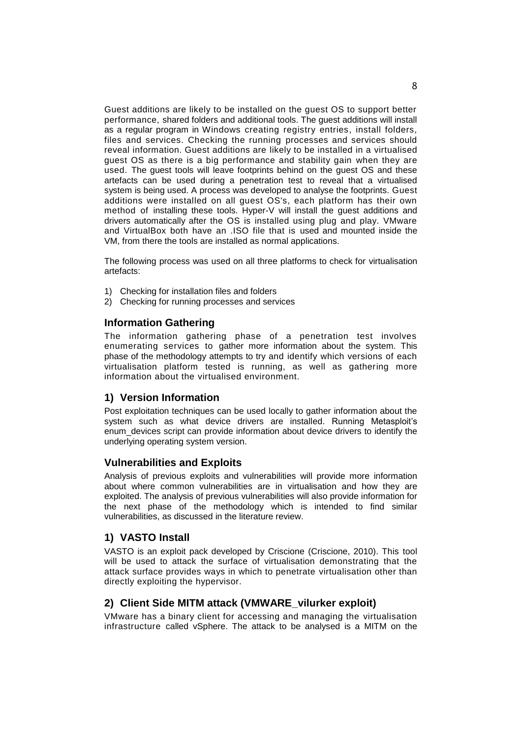Guest additions are likely to be installed on the guest OS to support better performance, shared folders and additional tools. The guest additions will install as a regular program in Windows creating registry entries, install folders, files and services. Checking the running processes and services should reveal information. Guest additions are likely to be installed in a virtualised guest OS as there is a big performance and stability gain when they are used. The guest tools will leave footprints behind on the guest OS and these artefacts can be used during a penetration test to reveal that a virtualised system is being used. A process was developed to analyse the footprints. Guest additions were installed on all guest OS's, each platform has their own method of installing these tools. Hyper-V will install the guest additions and drivers automatically after the OS is installed using plug and play. VMware and VirtualBox both have an .ISO file that is used and mounted inside the VM, from there the tools are installed as normal applications.

The following process was used on all three platforms to check for virtualisation artefacts:

1) Checking for installation files and folders
2) Checking for running processes and services

## Information Gathering

The information gathering phase of a penetration test involves enumerating services to gather more information about the system. This phase of the methodology attempts to try and identify which versions of each virtualisation platform tested is running, as well as gathering more information about the virtualised environment.

### 1) Version Information

Post exploitation techniques can be used locally to gather information about the system such as what device drivers are installed. Running Metasploit's enum_devices script can provide information about device drivers to identify the underlying operating system version.

## Vulnerabilities and Exploits

Analysis of previous exploits and vulnerabilities will provide more information about where common vulnerabilities are in virtualisation and how they are exploited. The analysis of previous vulnerabilities will also provide information for the next phase of the methodology which is intended to find similar vulnerabilities, as discussed in the literature review.

### 1) VASTO Install

VASTO is an exploit pack developed by Criscione (Criscione, 2010). This tool will be used to attack the surface of virtualisation demonstrating that the attack surface provides ways in which to penetrate virtualisation other than directly exploiting the hypervisor.

### 2) Client Side MITM attack (VMWARE_vilurker exploit)

VMware has a binary client for accessing and managing the virtualisation infrastructure called vSphere. The attack to be analysed is a MITM on the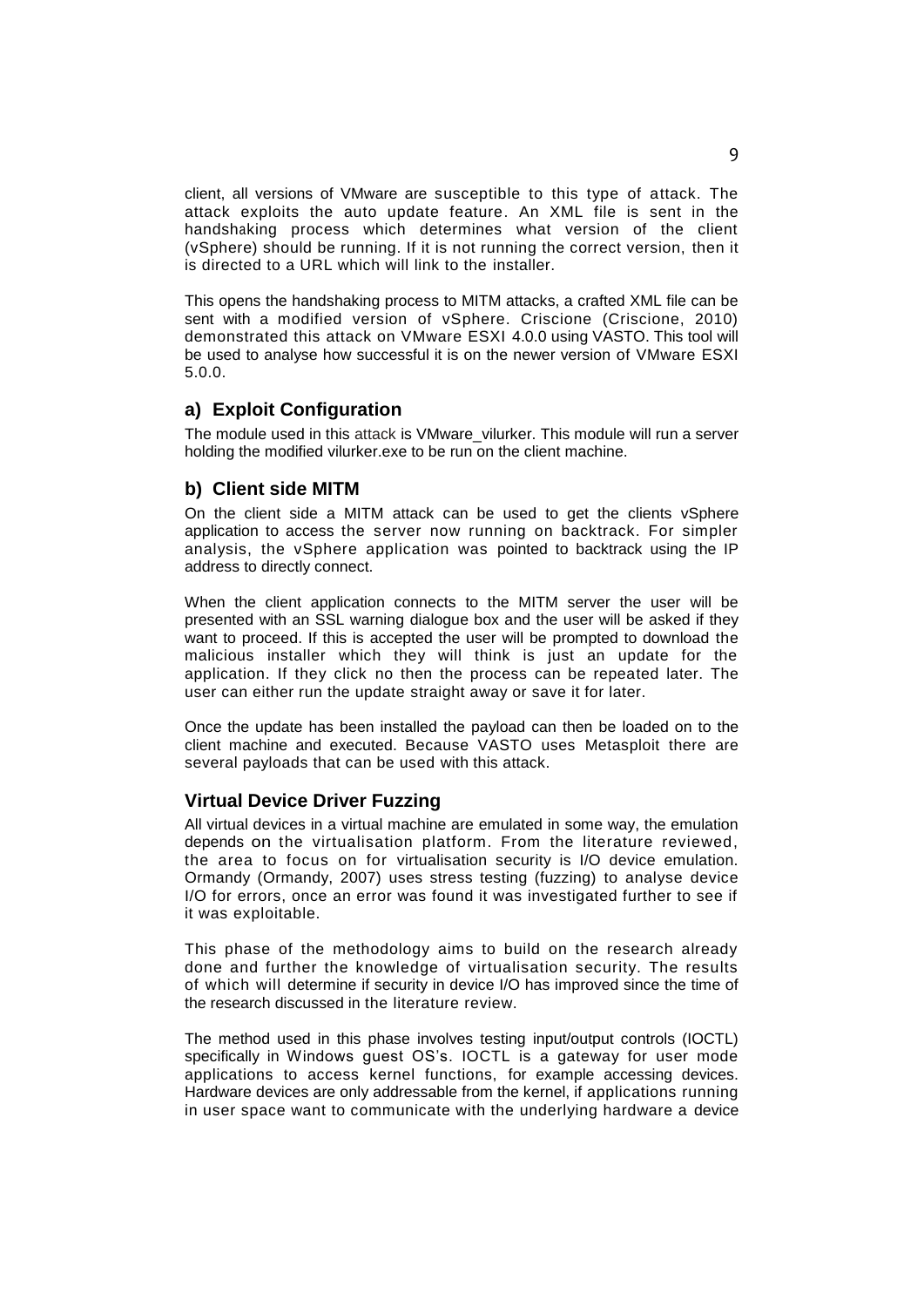client, all versions of VMware are susceptible to this type of attack. The attack exploits the auto update feature. An XML file is sent in the handshaking process which determines what version of the client (vSphere) should be running. If it is not running the correct version, then it is directed to a URL which will link to the installer.

This opens the handshaking process to MITM attacks, a crafted XML file can be sent with a modified version of vSphere. Criscione (Criscione, 2010) demonstrated this attack on VMware ESXI 4.0.0 using VASTO. This tool will be used to analyse how successful it is on the newer version of VMware ESXI 5.0.0.

### a) Exploit Configuration

The module used in this attack is VMware_vilurker. This module will run a server holding the modified vilurker.exe to be run on the client machine.

### b) Client side MITM

On the client side a MITM attack can be used to get the clients vSphere application to access the server now running on backtrack. For simpler analysis, the vSphere application was pointed to backtrack using the IP address to directly connect.

When the client application connects to the MITM server the user will be presented with an SSL warning dialogue box and the user will be asked if they want to proceed. If this is accepted the user will be prompted to download the malicious installer which they will think is just an update for the application. If they click no then the process can be repeated later. The user can either run the update straight away or save it for later.

Once the update has been installed the payload can then be loaded on to the client machine and executed. Because VASTO uses Metasploit there are several payloads that can be used with this attack.

### Virtual Device Driver Fuzzing

All virtual devices in a virtual machine are emulated in some way, the emulation depends on the virtualisation platform. From the literature reviewed, the area to focus on for virtualisation security is I/O device emulation. Ormandy (Ormandy, 2007) uses stress testing (fuzzing) to analyse device I/O for errors, once an error was found it was investigated further to see if it was exploitable.

This phase of the methodology aims to build on the research already done and further the knowledge of virtualisation security. The results of which will determine if security in device I/O has improved since the time of the research discussed in the literature review.

The method used in this phase involves testing input/output controls (IOCTL) specifically in Windows guest OS's. IOCTL is a gateway for user mode applications to access kernel functions, for example accessing devices. Hardware devices are only addressable from the kernel, if applications running in user space want to communicate with the underlying hardware a device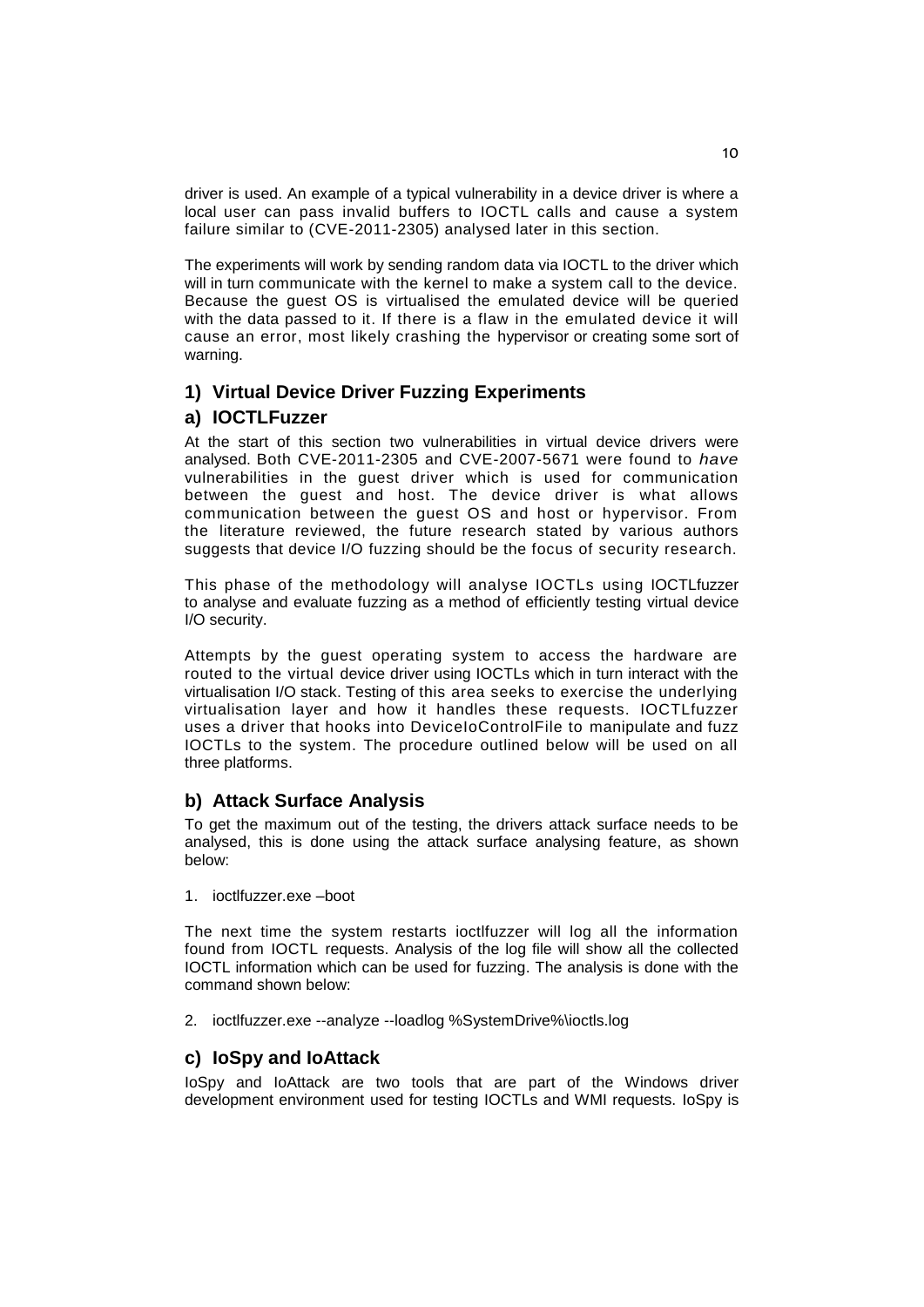driver is used. An example of a typical vulnerability in a device driver is where a local user can pass invalid buffers to IOCTL calls and cause a system failure similar to (CVE-2011-2305) analysed later in this section.

The experiments will work by sending random data via IOCTL to the driver which will in turn communicate with the kernel to make a system call to the device. Because the guest OS is virtualised the emulated device will be queried with the data passed to it. If there is a flaw in the emulated device it will cause an error, most likely crashing the hypervisor or creating some sort of warning.

## 1) Virtual Device Driver Fuzzing Experiments

### a) IOCTLFuzzer

At the start of this section two vulnerabilities in virtual device drivers were analysed. Both CVE-2011-2305 and CVE-2007-5671 were found to *have* vulnerabilities in the guest driver which is used for communication between the guest and host. The device driver is what allows communication between the guest OS and host or hypervisor. From the literature reviewed, the future research stated by various authors suggests that device I/O fuzzing should be the focus of security research.

This phase of the methodology will analyse IOCTLs using IOCTLfuzzer to analyse and evaluate fuzzing as a method of efficiently testing virtual device I/O security.

Attempts by the guest operating system to access the hardware are routed to the virtual device driver using IOCTLs which in turn interact with the virtualisation I/O stack. Testing of this area seeks to exercise the underlying virtualisation layer and how it handles these requests. IOCTLfuzzer uses a driver that hooks into DeviceIoControlFile to manipulate and fuzz IOCTLs to the system. The procedure outlined below will be used on all three platforms.

### b) Attack Surface Analysis

To get the maximum out of the testing, the drivers attack surface needs to be analysed, this is done using the attack surface analysing feature, as shown below:

1. ioctlfuzzer.exe –boot

The next time the system restarts ioctlfuzzer will log all the information found from IOCTL requests. Analysis of the log file will show all the collected IOCTL information which can be used for fuzzing. The analysis is done with the command shown below:

2. ioctlfuzzer.exe --analyze --loadlog %SystemDrive%\ioctls.log

### c) IoSpy and IoAttack

IoSpy and IoAttack are two tools that are part of the Windows driver development environment used for testing IOCTLs and WMI requests. IoSpy is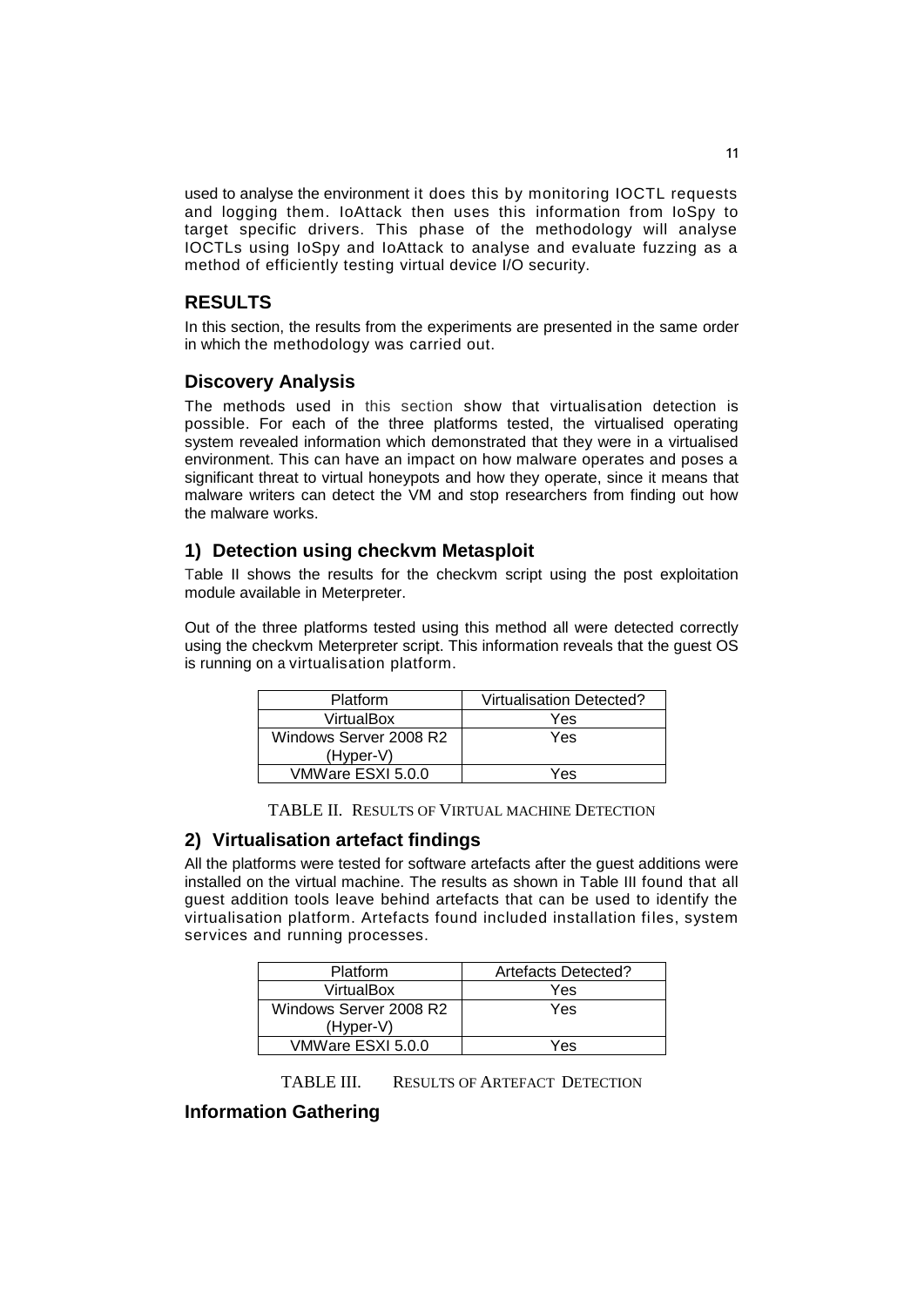used to analyse the environment it does this by monitoring IOCTL requests and logging them. IoAttack then uses this information from IoSpy to target specific drivers. This phase of the methodology will analyse IOCTLs using IoSpy and IoAttack to analyse and evaluate fuzzing as a method of efficiently testing virtual device I/O security.

## RESULTS

In this section, the results from the experiments are presented in the same order in which the methodology was carried out.

### Discovery Analysis

The methods used in this section show that virtualisation detection is possible. For each of the three platforms tested, the virtualised operating system revealed information which demonstrated that they were in a virtualised environment. This can have an impact on how malware operates and poses a significant threat to virtual honeypots and how they operate, since it means that malware writers can detect the VM and stop researchers from finding out how the malware works.

### 1) Detection using checkvm Metasploit

Table II shows the results for the checkvm script using the post exploitation module available in Meterpreter.

Out of the three platforms tested using this method all were detected correctly using the checkvm Meterpreter script. This information reveals that the guest OS is running on a virtualisation platform.

| Platform | Virtualisation Detected? |
| --- | --- |
| VirtualBox | Yes |
| Windows Server 2008 R2 (Hyper-V) | Yes |
| VMWare ESXI 5.0.0 | Yes |

TABLE II. RESULTS OF VIRTUAL MACHINE DETECTION

### 2) Virtualisation artefact findings

All the platforms were tested for software artefacts after the guest additions were installed on the virtual machine. The results as shown in Table III found that all guest addition tools leave behind artefacts that can be used to identify the virtualisation platform. Artefacts found included installation files, system services and running processes.

| Platform | Artefacts Detected? |
| --- | --- |
| VirtualBox | Yes |
| Windows Server 2008 R2 (Hyper-V) | Yes |
| VMWare ESXI 5.0.0 | Yes |

TABLE III. RESULTS OF ARTEFACT DETECTION

### Information Gathering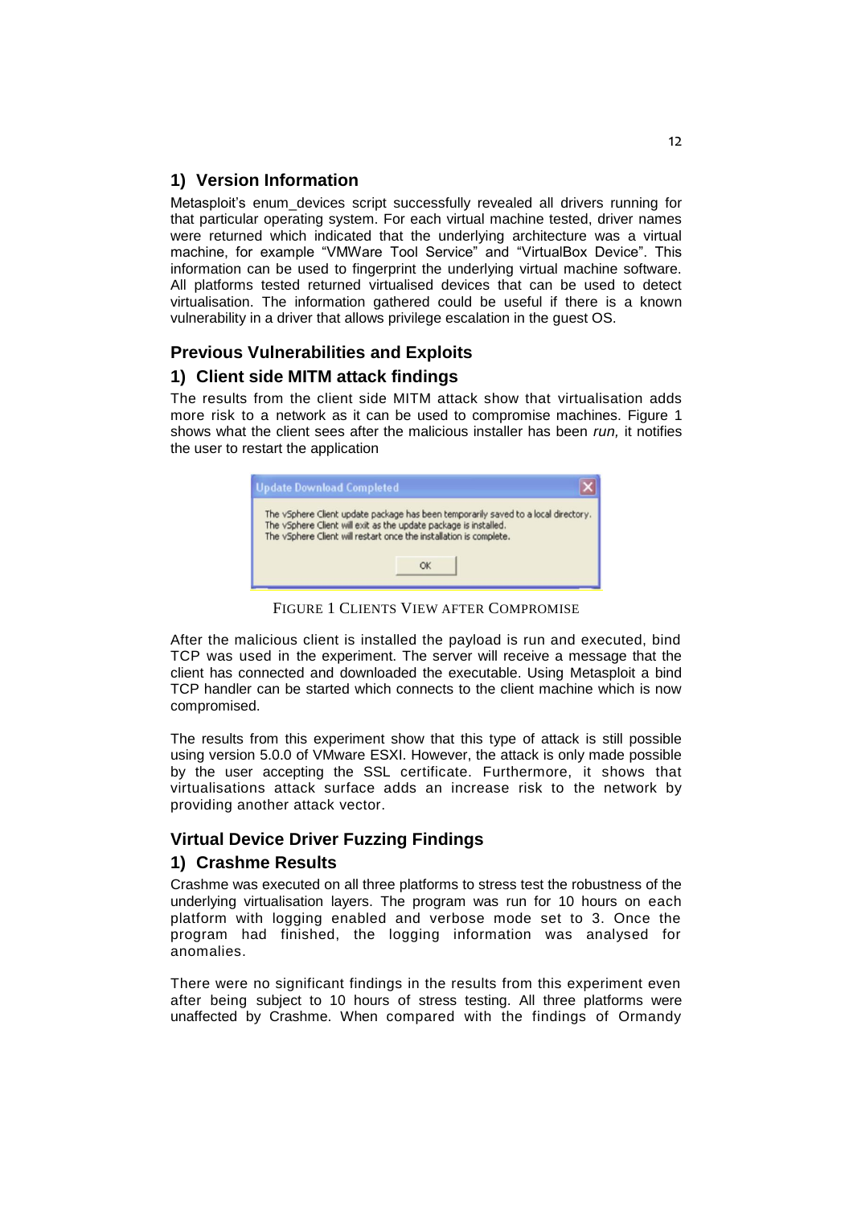## 1) Version Information

Metasploit's enum_devices script successfully revealed all drivers running for that particular operating system. For each virtual machine tested, driver names were returned which indicated that the underlying architecture was a virtual machine, for example "VMWare Tool Service" and "VirtualBox Device". This information can be used to fingerprint the underlying virtual machine software. All platforms tested returned virtualised devices that can be used to detect virtualisation. The information gathered could be useful if there is a known vulnerability in a driver that allows privilege escalation in the guest OS.

## Previous Vulnerabilities and Exploits

## 1) Client side MITM attack findings

The results from the client side MITM attack show that virtualisation adds more risk to a network as it can be used to compromise machines. Figure 1 shows what the client sees after the malicious installer has been *run,* it notifies the user to restart the application

FIGURE 1 CLIENTS VIEW AFTER COMPROMISE

After the malicious client is installed the payload is run and executed, bind TCP was used in the experiment. The server will receive a message that the client has connected and downloaded the executable. Using Metasploit a bind TCP handler can be started which connects to the client machine which is now compromised.

The results from this experiment show that this type of attack is still possible using version 5.0.0 of VMware ESXI. However, the attack is only made possible by the user accepting the SSL certificate. Furthermore, it shows that virtualisations attack surface adds an increase risk to the network by providing another attack vector.

## Virtual Device Driver Fuzzing Findings

## 1) Crashme Results

Crashme was executed on all three platforms to stress test the robustness of the underlying virtualisation layers. The program was run for 10 hours on each platform with logging enabled and verbose mode set to 3. Once the program had finished, the logging information was analysed for anomalies.

There were no significant findings in the results from this experiment even after being subject to 10 hours of stress testing. All three platforms were unaffected by Crashme. When compared with the findings of Ormandy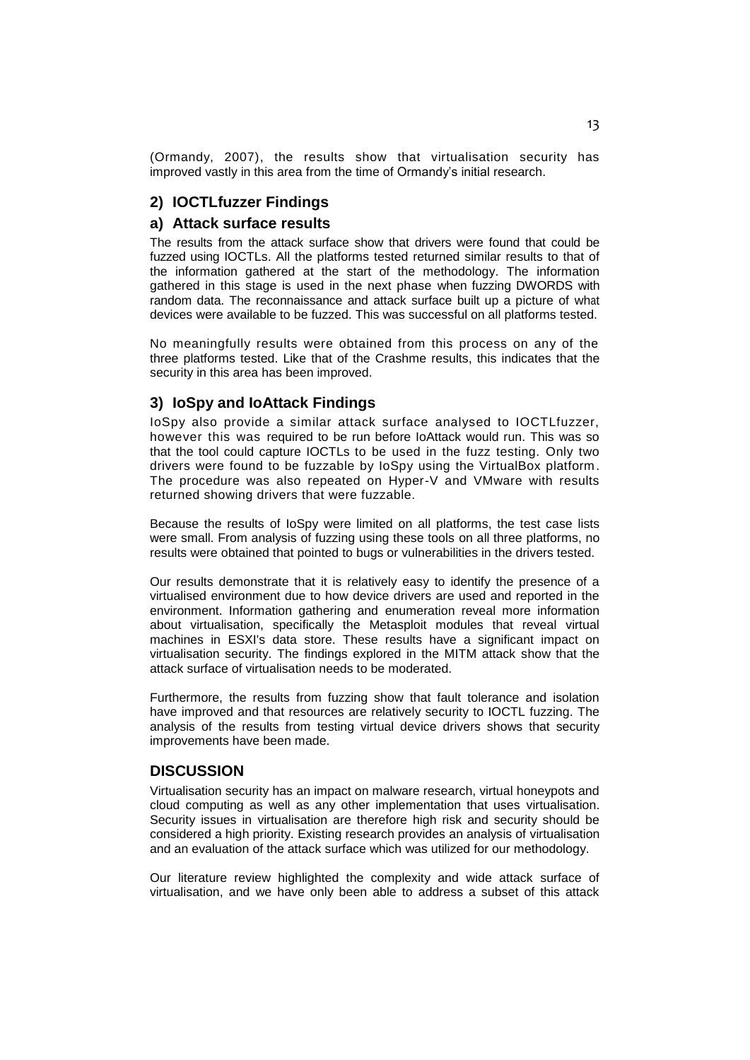(Ormandy, 2007), the results show that virtualisation security has improved vastly in this area from the time of Ormandy's initial research.

### 2) IOCTLfuzzer Findings

#### a) Attack surface results

The results from the attack surface show that drivers were found that could be fuzzed using IOCTLs. All the platforms tested returned similar results to that of the information gathered at the start of the methodology. The information gathered in this stage is used in the next phase when fuzzing DWORDS with random data. The reconnaissance and attack surface built up a picture of what devices were available to be fuzzed. This was successful on all platforms tested.

No meaningfully results were obtained from this process on any of the three platforms tested. Like that of the Crashme results, this indicates that the security in this area has been improved.

### 3) IoSpy and IoAttack Findings

IoSpy also provide a similar attack surface analysed to IOCTLfuzzer, however this was required to be run before IoAttack would run. This was so that the tool could capture IOCTLs to be used in the fuzz testing. Only two drivers were found to be fuzzable by IoSpy using the VirtualBox platform. The procedure was also repeated on Hyper-V and VMware with results returned showing drivers that were fuzzable.

Because the results of IoSpy were limited on all platforms, the test case lists were small. From analysis of fuzzing using these tools on all three platforms, no results were obtained that pointed to bugs or vulnerabilities in the drivers tested.

Our results demonstrate that it is relatively easy to identify the presence of a virtualised environment due to how device drivers are used and reported in the environment. Information gathering and enumeration reveal more information about virtualisation, specifically the Metasploit modules that reveal virtual machines in ESXI's data store. These results have a significant impact on virtualisation security. The findings explored in the MITM attack show that the attack surface of virtualisation needs to be moderated.

Furthermore, the results from fuzzing show that fault tolerance and isolation have improved and that resources are relatively security to IOCTL fuzzing. The analysis of the results from testing virtual device drivers shows that security improvements have been made.

## DISCUSSION

Virtualisation security has an impact on malware research, virtual honeypots and cloud computing as well as any other implementation that uses virtualisation. Security issues in virtualisation are therefore high risk and security should be considered a high priority. Existing research provides an analysis of virtualisation and an evaluation of the attack surface which was utilized for our methodology.

Our literature review highlighted the complexity and wide attack surface of virtualisation, and we have only been able to address a subset of this attack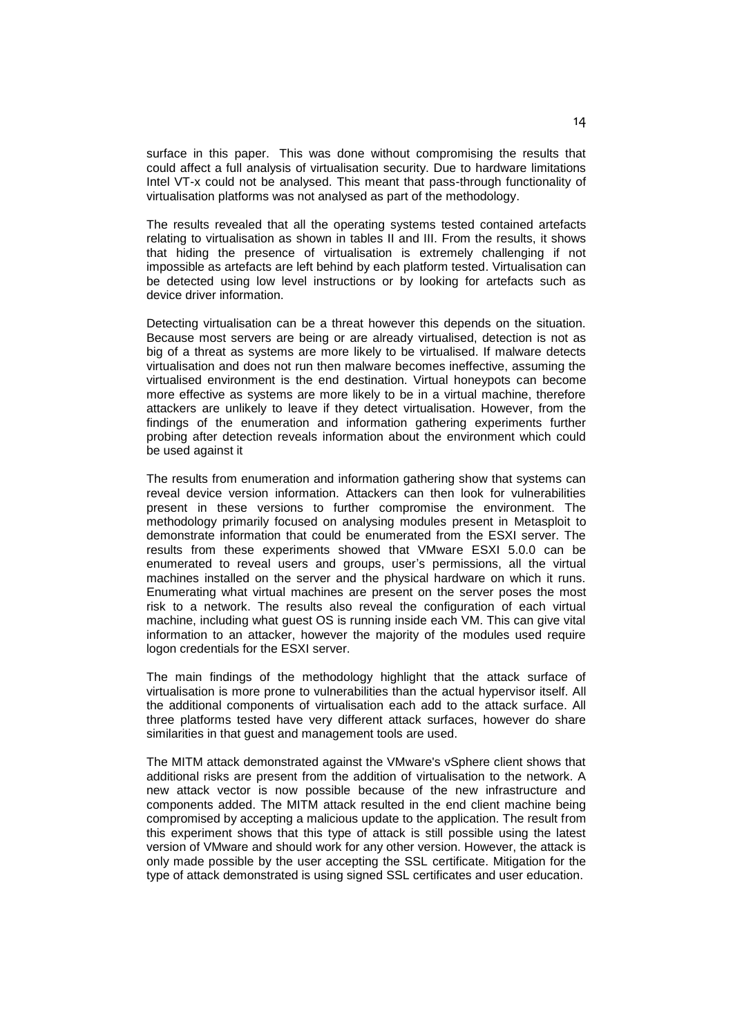surface in this paper. This was done without compromising the results that could affect a full analysis of virtualisation security. Due to hardware limitations Intel VT-x could not be analysed. This meant that pass-through functionality of virtualisation platforms was not analysed as part of the methodology.

The results revealed that all the operating systems tested contained artefacts relating to virtualisation as shown in tables II and III. From the results, it shows that hiding the presence of virtualisation is extremely challenging if not impossible as artefacts are left behind by each platform tested. Virtualisation can be detected using low level instructions or by looking for artefacts such as device driver information.

Detecting virtualisation can be a threat however this depends on the situation. Because most servers are being or are already virtualised, detection is not as big of a threat as systems are more likely to be virtualised. If malware detects virtualisation and does not run then malware becomes ineffective, assuming the virtualised environment is the end destination. Virtual honeypots can become more effective as systems are more likely to be in a virtual machine, therefore attackers are unlikely to leave if they detect virtualisation. However, from the findings of the enumeration and information gathering experiments further probing after detection reveals information about the environment which could be used against it

The results from enumeration and information gathering show that systems can reveal device version information. Attackers can then look for vulnerabilities present in these versions to further compromise the environment. The methodology primarily focused on analysing modules present in Metasploit to demonstrate information that could be enumerated from the ESXI server. The results from these experiments showed that VMware ESXI 5.0.0 can be enumerated to reveal users and groups, user's permissions, all the virtual machines installed on the server and the physical hardware on which it runs. Enumerating what virtual machines are present on the server poses the most risk to a network. The results also reveal the configuration of each virtual machine, including what guest OS is running inside each VM. This can give vital information to an attacker, however the majority of the modules used require logon credentials for the ESXI server.

The main findings of the methodology highlight that the attack surface of virtualisation is more prone to vulnerabilities than the actual hypervisor itself. All the additional components of virtualisation each add to the attack surface. All three platforms tested have very different attack surfaces, however do share similarities in that guest and management tools are used.

The MITM attack demonstrated against the VMware's vSphere client shows that additional risks are present from the addition of virtualisation to the network. A new attack vector is now possible because of the new infrastructure and components added. The MITM attack resulted in the end client machine being compromised by accepting a malicious update to the application. The result from this experiment shows that this type of attack is still possible using the latest version of VMware and should work for any other version. However, the attack is only made possible by the user accepting the SSL certificate. Mitigation for the type of attack demonstrated is using signed SSL certificates and user education.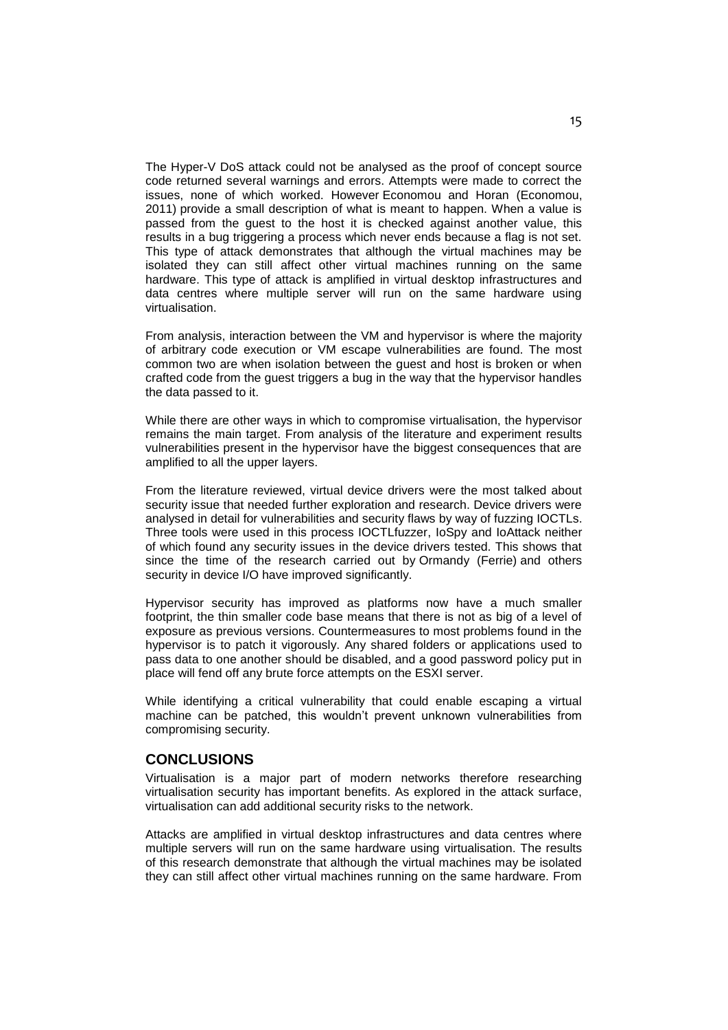The Hyper-V DoS attack could not be analysed as the proof of concept source code returned several warnings and errors. Attempts were made to correct the issues, none of which worked. However Economou and Horan (Economou, 2011) provide a small description of what is meant to happen. When a value is passed from the guest to the host it is checked against another value, this results in a bug triggering a process which never ends because a flag is not set. This type of attack demonstrates that although the virtual machines may be isolated they can still affect other virtual machines running on the same hardware. This type of attack is amplified in virtual desktop infrastructures and data centres where multiple server will run on the same hardware using virtualisation.

From analysis, interaction between the VM and hypervisor is where the majority of arbitrary code execution or VM escape vulnerabilities are found. The most common two are when isolation between the guest and host is broken or when crafted code from the guest triggers a bug in the way that the hypervisor handles the data passed to it.

While there are other ways in which to compromise virtualisation, the hypervisor remains the main target. From analysis of the literature and experiment results vulnerabilities present in the hypervisor have the biggest consequences that are amplified to all the upper layers.

From the literature reviewed, virtual device drivers were the most talked about security issue that needed further exploration and research. Device drivers were analysed in detail for vulnerabilities and security flaws by way of fuzzing IOCTLs. Three tools were used in this process IOCTLfuzzer, IoSpy and IoAttack neither of which found any security issues in the device drivers tested. This shows that since the time of the research carried out by Ormandy (Ferrie) and others security in device I/O have improved significantly.

Hypervisor security has improved as platforms now have a much smaller footprint, the thin smaller code base means that there is not as big of a level of exposure as previous versions. Countermeasures to most problems found in the hypervisor is to patch it vigorously. Any shared folders or applications used to pass data to one another should be disabled, and a good password policy put in place will fend off any brute force attempts on the ESXI server.

While identifying a critical vulnerability that could enable escaping a virtual machine can be patched, this wouldn't prevent unknown vulnerabilities from compromising security.

## CONCLUSIONS

Virtualisation is a major part of modern networks therefore researching virtualisation security has important benefits. As explored in the attack surface, virtualisation can add additional security risks to the network.

Attacks are amplified in virtual desktop infrastructures and data centres where multiple servers will run on the same hardware using virtualisation. The results of this research demonstrate that although the virtual machines may be isolated they can still affect other virtual machines running on the same hardware. From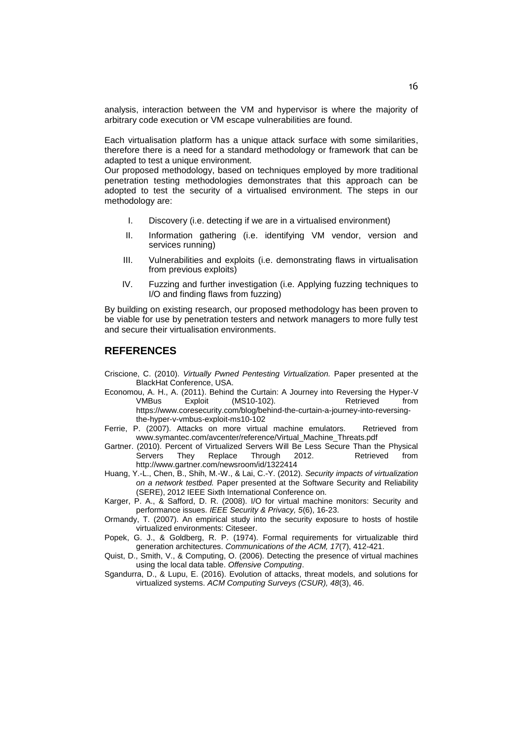analysis, interaction between the VM and hypervisor is where the majority of arbitrary code execution or VM escape vulnerabilities are found.

Each virtualisation platform has a unique attack surface with some similarities, therefore there is a need for a standard methodology or framework that can be adapted to test a unique environment.

Our proposed methodology, based on techniques employed by more traditional penetration testing methodologies demonstrates that this approach can be adopted to test the security of a virtualised environment. The steps in our methodology are:

I. Discovery (i.e. detecting if we are in a virtualised environment)

II. Information gathering (i.e. identifying VM vendor, version and services running)

III. Vulnerabilities and exploits (i.e. demonstrating flaws in virtualisation from previous exploits)

IV. Fuzzing and further investigation (i.e. Applying fuzzing techniques to I/O and finding flaws from fuzzing)

By building on existing research, our proposed methodology has been proven to be viable for use by penetration testers and network managers to more fully test and secure their virtualisation environments.

## REFERENCES

Criscione, C. (2010). *Virtually Pwned Pentesting Virtualization.* Paper presented at the BlackHat Conference, USA.

Economou, A. H., A. (2011). Behind the Curtain: A Journey into Reversing the Hyper-V VMBus Exploit (MS10-102). Retrieved from https://www.coresecurity.com/blog/behind-the-curtain-a-journey-into-reversing-the-hyper-v-vmbus-exploit-ms10-102

Ferrie, P. (2007). Attacks on more virtual machine emulators. Retrieved from www.symantec.com/avcenter/reference/Virtual_Machine_Threats.pdf

Gartner. (2010). Percent of Virtualized Servers Will Be Less Secure Than the Physical Servers They Replace Through 2012. Retrieved from http://www.gartner.com/newsroom/id/1322414

Huang, Y.-L., Chen, B., Shih, M.-W., & Lai, C.-Y. (2012). *Security impacts of virtualization on a network testbed.* Paper presented at the Software Security and Reliability (SERE), 2012 IEEE Sixth International Conference on.

Karger, P. A., & Safford, D. R. (2008). I/O for virtual machine monitors: Security and performance issues. *IEEE Security & Privacy, 5*(6), 16-23.

Ormandy, T. (2007). An empirical study into the security exposure to hosts of hostile virtualized environments: Citeseer.

Popek, G. J., & Goldberg, R. P. (1974). Formal requirements for virtualizable third generation architectures. *Communications of the ACM, 17*(7), 412-421.

Quist, D., Smith, V., & Computing, O. (2006). Detecting the presence of virtual machines using the local data table. *Offensive Computing*.

Sgandurra, D., & Lupu, E. (2016). Evolution of attacks, threat models, and solutions for virtualized systems. *ACM Computing Surveys (CSUR), 48*(3), 46.